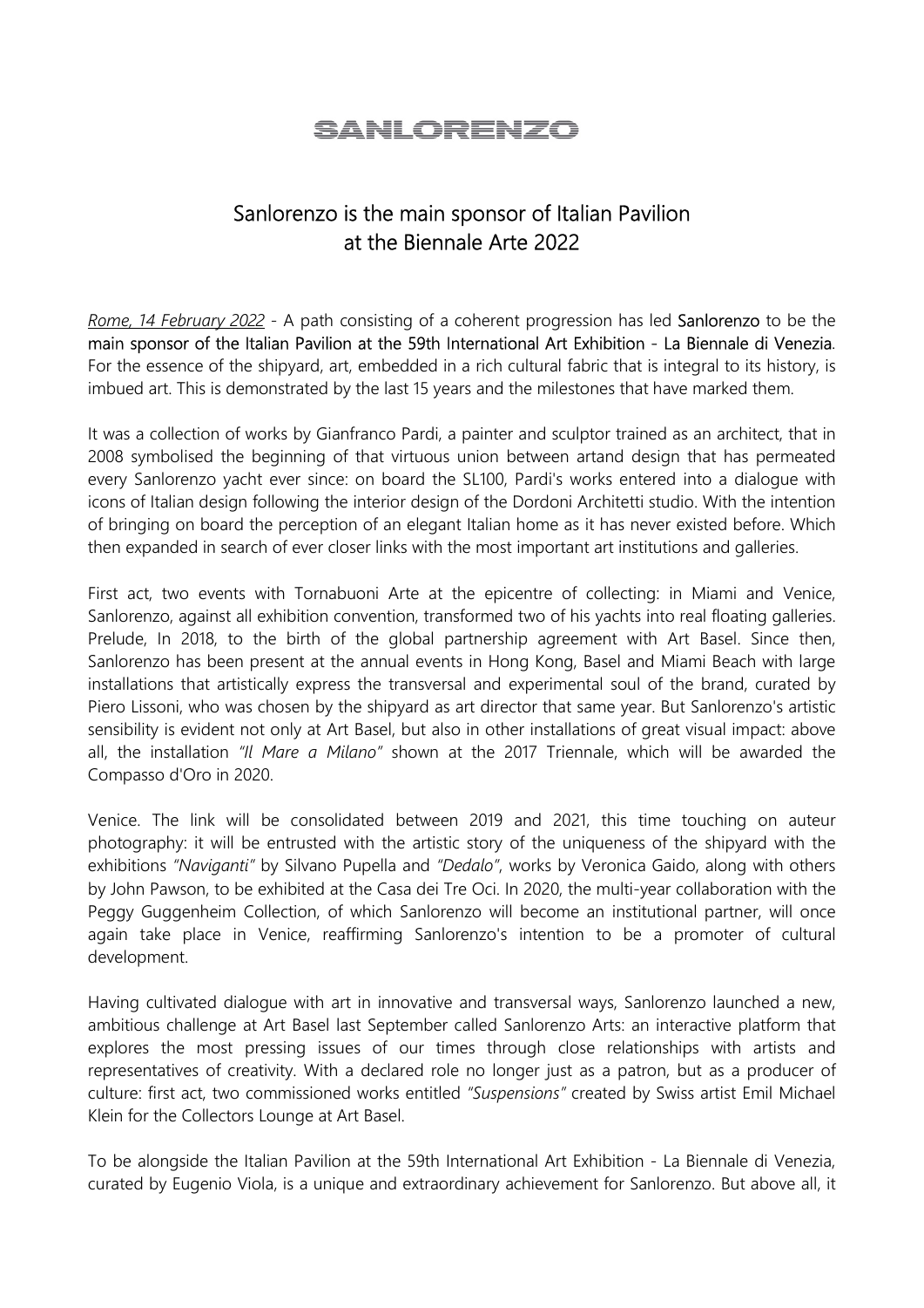# SANLORENZO

## Sanlorenzo is the main sponsor of Italian Pavilion at the Biennale Arte 2022

*Rome, 14 February 2022* - A path consisting of a coherent progression has led Sanlorenzo to be the main sponsor of the Italian Pavilion at the 59th International Art Exhibition - La Biennale di Venezia. For the essence of the shipyard, art, embedded in a rich cultural fabric that is integral to its history, is imbued art. This is demonstrated by the last 15 years and the milestones that have marked them.

It was a collection of works by Gianfranco Pardi, a painter and sculptor trained as an architect, that in 2008 symbolised the beginning of that virtuous union between artand design that has permeated every Sanlorenzo yacht ever since: on board the SL100, Pardi's works entered into a dialogue with icons of Italian design following the interior design of the Dordoni Architetti studio. With the intention of bringing on board the perception of an elegant Italian home as it has never existed before. Which then expanded in search of ever closer links with the most important art institutions and galleries.

First act, two events with Tornabuoni Arte at the epicentre of collecting: in Miami and Venice, Sanlorenzo, against all exhibition convention, transformed two of his yachts into real floating galleries. Prelude, In 2018, to the birth of the global partnership agreement with Art Basel. Since then, Sanlorenzo has been present at the annual events in Hong Kong, Basel and Miami Beach with large installations that artistically express the transversal and experimental soul of the brand, curated by Piero Lissoni, who was chosen by the shipyard as art director that same year. But Sanlorenzo's artistic sensibility is evident not only at Art Basel, but also in other installations of great visual impact: above all, the installation *"Il Mare a Milano"* shown at the 2017 Triennale, which will be awarded the Compasso d'Oro in 2020.

Venice. The link will be consolidated between 2019 and 2021, this time touching on auteur photography: it will be entrusted with the artistic story of the uniqueness of the shipyard with the exhibitions *"Naviganti"* by Silvano Pupella and *"Dedalo"*, works by Veronica Gaido, along with others by John Pawson, to be exhibited at the Casa dei Tre Oci. In 2020, the multi-year collaboration with the Peggy Guggenheim Collection, of which Sanlorenzo will become an institutional partner, will once again take place in Venice, reaffirming Sanlorenzo's intention to be a promoter of cultural development.

Having cultivated dialogue with art in innovative and transversal ways, Sanlorenzo launched a new, ambitious challenge at Art Basel last September called Sanlorenzo Arts: an interactive platform that explores the most pressing issues of our times through close relationships with artists and representatives of creativity. With a declared role no longer just as a patron, but as a producer of culture: first act, two commissioned works entitled *"Suspensions"* created by Swiss artist Emil Michael Klein for the Collectors Lounge at Art Basel.

To be alongside the Italian Pavilion at the 59th International Art Exhibition - La Biennale di Venezia, curated by Eugenio Viola, is a unique and extraordinary achievement for Sanlorenzo. But above all, it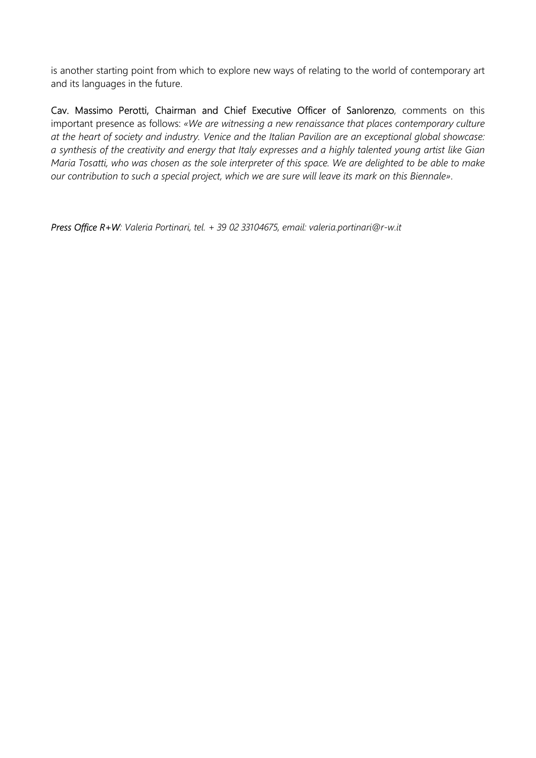is another starting point from which to explore new ways of relating to the world of contemporary art and its languages in the future.

**Cav. Massimo Perotti, Chairman and Chief Executive Officer of Sanlorenzo**, comments on this important presence as follows: *«We are witnessing a new renaissance that places contemporary culture at the heart of society and industry. Venice and the Italian Pavilion are an exceptional global showcase: a synthesis of the creativity and energy that Italy expresses and a highly talented young artist like Gian Maria Tosatti, who was chosen as the sole interpreter of this space. We are delighted to be able to make our contribution to such a special project, which we are sure will leave its mark on this Biennale»*.

***Press Office R+W****: Valeria Portinari, tel. + 39 02 33104675, email: valeria.portinari@r-w.it*